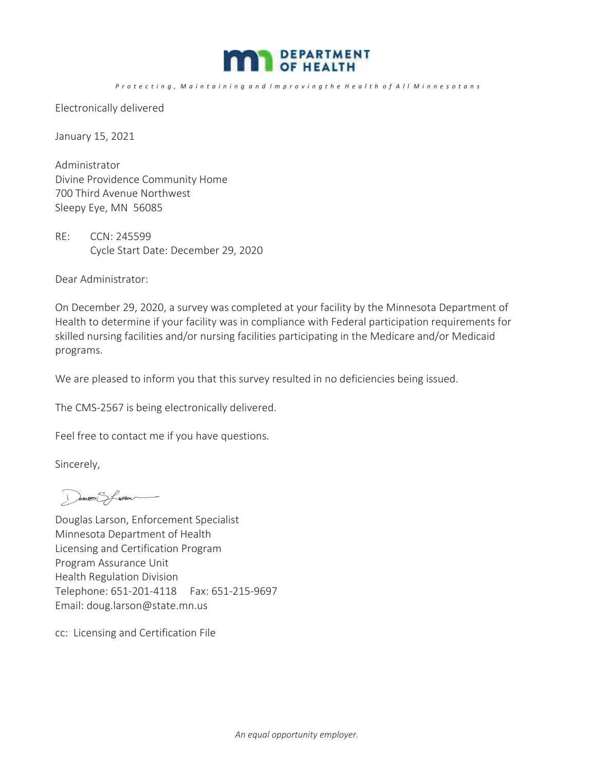**DEPARTMENT OF HEALTH**

*Protecting, Maintaining and Improving the Health of All Minnesotans*

Electronically delivered

January 15, 2021

Administrator
Divine Providence Community Home
700 Third Avenue Northwest
Sleepy Eye, MN 56085

RE: CCN: 245599
Cycle Start Date: December 29, 2020

Dear Administrator:

On December 29, 2020, a survey was completed at your facility by the Minnesota Department of Health to determine if your facility was in compliance with Federal participation requirements for skilled nursing facilities and/or nursing facilities participating in the Medicare and/or Medicaid programs.

We are pleased to inform you that this survey resulted in no deficiencies being issued.

The CMS-2567 is being electronically delivered.

Feel free to contact me if you have questions.

Sincerely,

Douglas Larson, Enforcement Specialist
Minnesota Department of Health
Licensing and Certification Program
Program Assurance Unit
Health Regulation Division
Telephone: 651-201-4118 Fax: 651-215-9697
Email: doug.larson@state.mn.us

cc: Licensing and Certification File

*An equal opportunity employer.*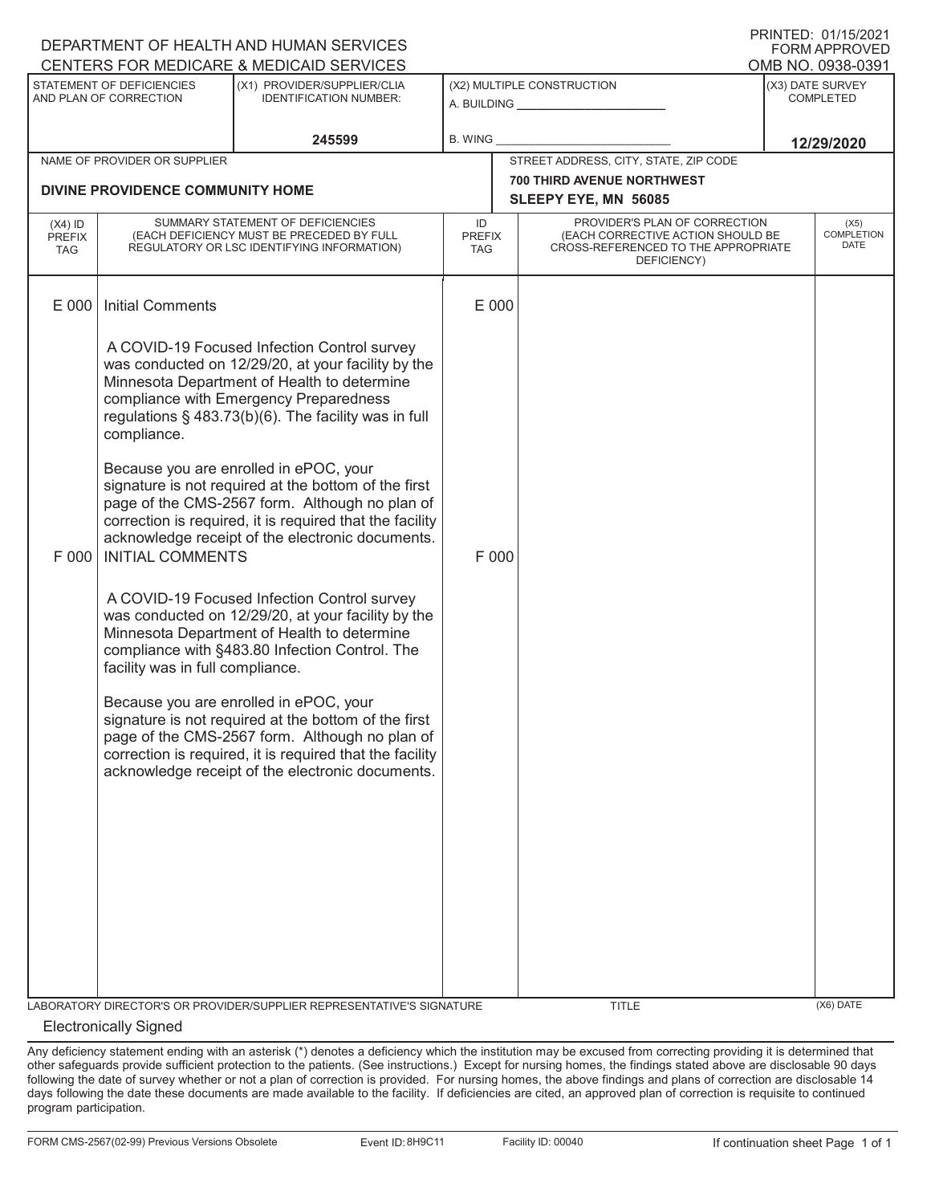DEPARTMENT OF HEALTH AND HUMAN SERVICES
CENTERS FOR MEDICARE & MEDICAID SERVICES

PRINTED: 01/15/2021
FORM APPROVED
OMB NO. 0938-0391

| STATEMENT OF DEFICIENCIES AND PLAN OF CORRECTION | (X1) PROVIDER/SUPPLIER/CLIA IDENTIFICATION NUMBER: | (X2) MULTIPLE CONSTRUCTION | (X3) DATE SURVEY COMPLETED |
|---|---|---|---|
| | 245599 | A. BUILDING ______ B. WING ______ | 12/29/2020 |

| NAME OF PROVIDER OR SUPPLIER | STREET ADDRESS, CITY, STATE, ZIP CODE |
|---|---|
| **DIVINE PROVIDENCE COMMUNITY HOME** | **700 THIRD AVENUE NORTHWEST SLEEPY EYE, MN 56085** |

| (X4) ID PREFIX TAG | SUMMARY STATEMENT OF DEFICIENCIES (EACH DEFICIENCY MUST BE PRECEDED BY FULL REGULATORY OR LSC IDENTIFYING INFORMATION) | ID PREFIX TAG | PROVIDER'S PLAN OF CORRECTION (EACH CORRECTIVE ACTION SHOULD BE CROSS-REFERENCED TO THE APPROPRIATE DEFICIENCY) | (X5) COMPLETION DATE |
|---|---|---|---|---|
| E 000 | Initial Comments<br><br>A COVID-19 Focused Infection Control survey was conducted on 12/29/20, at your facility by the Minnesota Department of Health to determine compliance with Emergency Preparedness regulations § 483.73(b)(6). The facility was in full compliance.<br><br>Because you are enrolled in ePOC, your signature is not required at the bottom of the first page of the CMS-2567 form. Although no plan of correction is required, it is required that the facility acknowledge receipt of the electronic documents. | E 000 | | |
| F 000 | INITIAL COMMENTS<br><br>A COVID-19 Focused Infection Control survey was conducted on 12/29/20, at your facility by the Minnesota Department of Health to determine compliance with §483.80 Infection Control. The facility was in full compliance.<br><br>Because you are enrolled in ePOC, your signature is not required at the bottom of the first page of the CMS-2567 form. Although no plan of correction is required, it is required that the facility acknowledge receipt of the electronic documents. | F 000 | | |

| LABORATORY DIRECTOR'S OR PROVIDER/SUPPLIER REPRESENTATIVE'S SIGNATURE | TITLE | (X6) DATE |
|---|---|---|
| Electronically Signed | | |

Any deficiency statement ending with an asterisk (*) denotes a deficiency which the institution may be excused from correcting providing it is determined that other safeguards provide sufficient protection to the patients. (See instructions.) Except for nursing homes, the findings stated above are disclosable 90 days following the date of survey whether or not a plan of correction is provided. For nursing homes, the above findings and plans of correction are disclosable 14 days following the date these documents are made available to the facility. If deficiencies are cited, an approved plan of correction is requisite to continued program participation.

FORM CMS-2567(02-99) Previous Versions Obsolete Event ID: 8H9C11 Facility ID: 00040 If continuation sheet Page 1 of 1